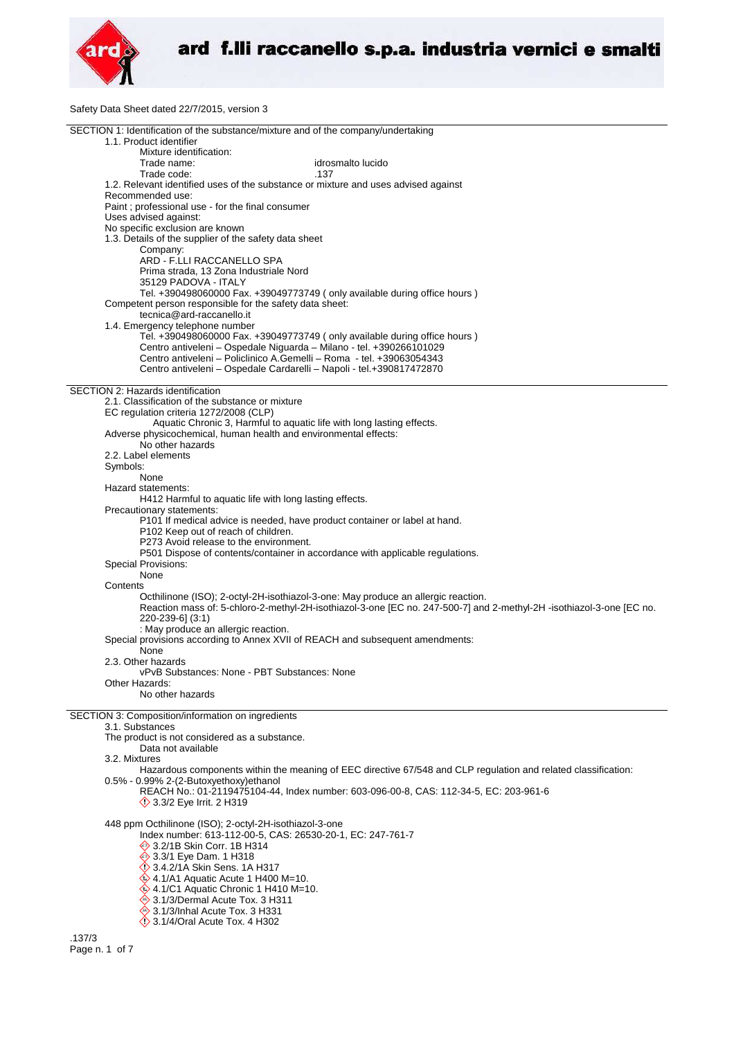# ard f.lli raccanello s.p.a. industria vernici e smalti

Safety Data Sheet dated 22/7/2015, version 3

## SECTION 1: Identification of the substance/mixture and of the company/undertaking

1.1. Product identifier

Mixture identification:

Trade name: idrosmalto lucido

Trade code: .137

1.2. Relevant identified uses of the substance or mixture and uses advised against

Recommended use:

Paint ; professional use - for the final consumer

Uses advised against:

No specific exclusion are known

1.3. Details of the supplier of the safety data sheet

Company:

ARD - F.LLI RACCANELLO SPA

Prima strada, 13 Zona Industriale Nord

35129 PADOVA - ITALY

Tel. +390498060000 Fax. +39049773749 ( only available during office hours )

Competent person responsible for the safety data sheet:

tecnica@ard-raccanello.it

1.4. Emergency telephone number

Tel. +390498060000 Fax. +39049773749 ( only available during office hours )

Centro antiveleni – Ospedale Niguarda – Milano - tel. +390266101029

Centro antiveleni – Policlinico A.Gemelli – Roma - tel. +39063054343

Centro antiveleni – Ospedale Cardarelli – Napoli - tel.+390817472870

## SECTION 2: Hazards identification

2.1. Classification of the substance or mixture

EC regulation criteria 1272/2008 (CLP)

Aquatic Chronic 3, Harmful to aquatic life with long lasting effects.

Adverse physicochemical, human health and environmental effects:

No other hazards

2.2. Label elements

Symbols:

None

Hazard statements:

H412 Harmful to aquatic life with long lasting effects.

Precautionary statements:

P101 If medical advice is needed, have product container or label at hand.

P102 Keep out of reach of children.

P273 Avoid release to the environment.

P501 Dispose of contents/container in accordance with applicable regulations.

Special Provisions:

None

Contents

Octhilinone (ISO); 2-octyl-2H-isothiazol-3-one: May produce an allergic reaction.

Reaction mass of: 5-chloro-2-methyl-2H-isothiazol-3-one [EC no. 247-500-7] and 2-methyl-2H -isothiazol-3-one [EC no. 220-239-6] (3:1)

: May produce an allergic reaction.

Special provisions according to Annex XVII of REACH and subsequent amendments:

None

2.3. Other hazards

vPvB Substances: None - PBT Substances: None

Other Hazards:

No other hazards

## SECTION 3: Composition/information on ingredients

3.1. Substances

The product is not considered as a substance.

Data not available

3.2. Mixtures

Hazardous components within the meaning of EEC directive 67/548 and CLP regulation and related classification:

0.5% - 0.99% 2-(2-Butoxyethoxy)ethanol

REACH No.: 01-2119475104-44, Index number: 603-096-00-8, CAS: 112-34-5, EC: 203-961-6

3.3/2 Eye Irrit. 2 H319

448 ppm Octhilinone (ISO); 2-octyl-2H-isothiazol-3-one

Index number: 613-112-00-5, CAS: 26530-20-1, EC: 247-761-7

- 3.2/1B Skin Corr. 1B H314
- 3.3/1 Eye Dam. 1 H318
- 3.4.2/1A Skin Sens. 1A H317
- 4.1/A1 Aquatic Acute 1 H400 M=10.
- 4.1/C1 Aquatic Chronic 1 H410 M=10.
- 3.1/3/Dermal Acute Tox. 3 H311
- 3.1/3/Inhal Acute Tox. 3 H331
- 3.1/4/Oral Acute Tox. 4 H302

.137/3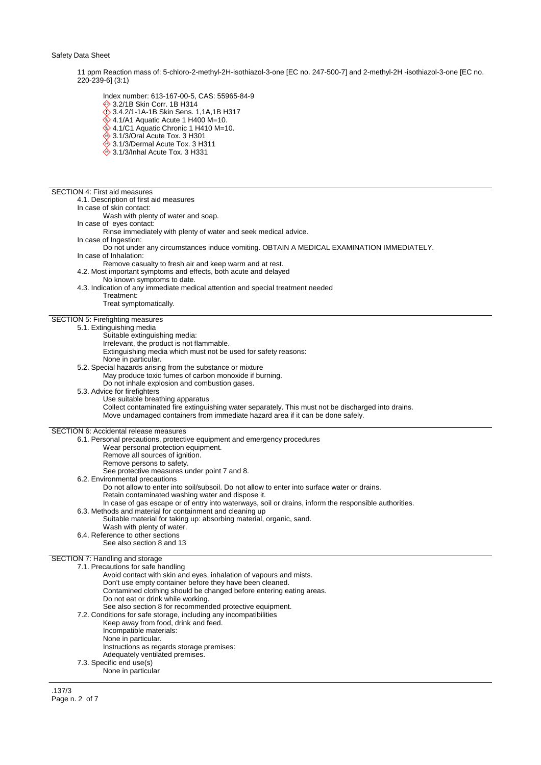11 ppm Reaction mass of: 5-chloro-2-methyl-2H-isothiazol-3-one [EC no. 247-500-7] and 2-methyl-2H -isothiazol-3-one [EC no. 220-239-6] (3:1)

Index number: 613-167-00-5, CAS: 55965-84-9
- 3.2/1B Skin Corr. 1B H314
- 3.4.2/1-1A-1B Skin Sens. 1,1A,1B H317
- 4.1/A1 Aquatic Acute 1 H400 M=10.
- 4.1/C1 Aquatic Chronic 1 H410 M=10.
- 3.1/3/Oral Acute Tox. 3 H301
- 3.1/3/Dermal Acute Tox. 3 H311
- 3.1/3/Inhal Acute Tox. 3 H331

## SECTION 4: First aid measures

4.1. Description of first aid measures

In case of skin contact:
Wash with plenty of water and soap.

In case of eyes contact:
Rinse immediately with plenty of water and seek medical advice.

In case of Ingestion:
Do not under any circumstances induce vomiting. OBTAIN A MEDICAL EXAMINATION IMMEDIATELY.

In case of Inhalation:
Remove casualty to fresh air and keep warm and at rest.

4.2. Most important symptoms and effects, both acute and delayed
No known symptoms to date.

4.3. Indication of any immediate medical attention and special treatment needed
Treatment:
Treat symptomatically.

## SECTION 5: Firefighting measures

5.1. Extinguishing media
Suitable extinguishing media:
Irrelevant, the product is not flammable.
Extinguishing media which must not be used for safety reasons:
None in particular.

5.2. Special hazards arising from the substance or mixture
May produce toxic fumes of carbon monoxide if burning.
Do not inhale explosion and combustion gases.

5.3. Advice for firefighters
Use suitable breathing apparatus .
Collect contaminated fire extinguishing water separately. This must not be discharged into drains.
Move undamaged containers from immediate hazard area if it can be done safely.

## SECTION 6: Accidental release measures

6.1. Personal precautions, protective equipment and emergency procedures
Wear personal protection equipment.
Remove all sources of ignition.
Remove persons to safety.
See protective measures under point 7 and 8.

6.2. Environmental precautions
Do not allow to enter into soil/subsoil. Do not allow to enter into surface water or drains.
Retain contaminated washing water and dispose it.
In case of gas escape or of entry into waterways, soil or drains, inform the responsible authorities.

6.3. Methods and material for containment and cleaning up
Suitable material for taking up: absorbing material, organic, sand.
Wash with plenty of water.

6.4. Reference to other sections
See also section 8 and 13

## SECTION 7: Handling and storage

7.1. Precautions for safe handling
Avoid contact with skin and eyes, inhalation of vapours and mists.
Don't use empty container before they have been cleaned.
Contamined clothing should be changed before entering eating areas.
Do not eat or drink while working.
See also section 8 for recommended protective equipment.

7.2. Conditions for safe storage, including any incompatibilities
Keep away from food, drink and feed.
Incompatible materials:
None in particular.
Instructions as regards storage premises:
Adequately ventilated premises.

7.3. Specific end use(s)
None in particular

.137/3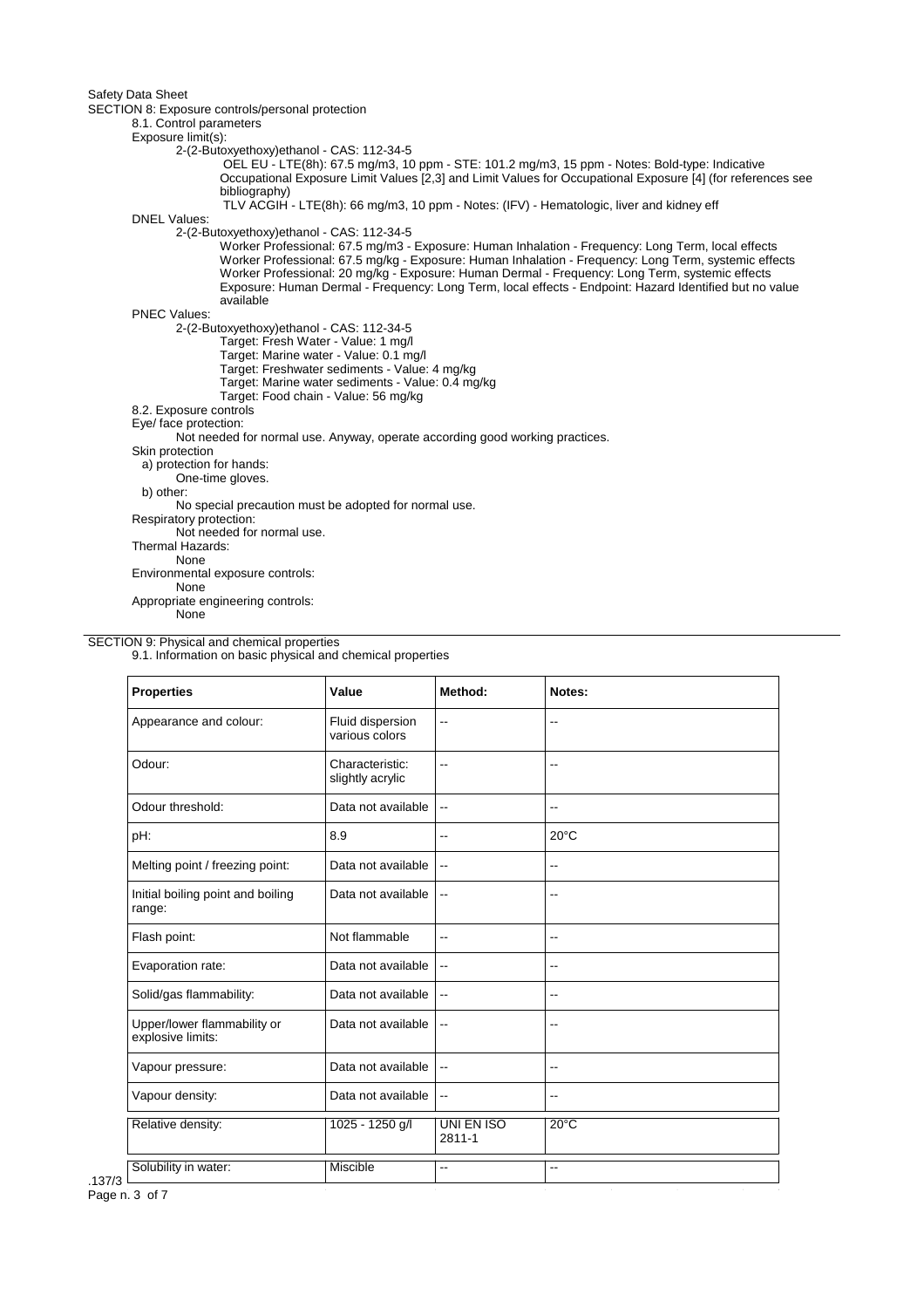Safety Data Sheet

## SECTION 8: Exposure controls/personal protection

### 8.1. Control parameters

Exposure limit(s):

2-(2-Butoxyethoxy)ethanol - CAS: 112-34-5

OEL EU - LTE(8h): 67.5 mg/m3, 10 ppm - STE: 101.2 mg/m3, 15 ppm - Notes: Bold-type: Indicative Occupational Exposure Limit Values [2,3] and Limit Values for Occupational Exposure [4] (for references see bibliography)

TLV ACGIH - LTE(8h): 66 mg/m3, 10 ppm - Notes: (IFV) - Hematologic, liver and kidney eff

DNEL Values:

2-(2-Butoxyethoxy)ethanol - CAS: 112-34-5

Worker Professional: 67.5 mg/m3 - Exposure: Human Inhalation - Frequency: Long Term, local effects
Worker Professional: 67.5 mg/kg - Exposure: Human Inhalation - Frequency: Long Term, systemic effects
Worker Professional: 20 mg/kg - Exposure: Human Dermal - Frequency: Long Term, systemic effects
Exposure: Human Dermal - Frequency: Long Term, local effects - Endpoint: Hazard Identified but no value available

PNEC Values:

2-(2-Butoxyethoxy)ethanol - CAS: 112-34-5

Target: Fresh Water - Value: 1 mg/l
Target: Marine water - Value: 0.1 mg/l
Target: Freshwater sediments - Value: 4 mg/kg
Target: Marine water sediments - Value: 0.4 mg/kg
Target: Food chain - Value: 56 mg/kg

### 8.2. Exposure controls

Eye/ face protection:

Not needed for normal use. Anyway, operate according good working practices.

Skin protection

a) protection for hands:

One-time gloves.

b) other:

No special precaution must be adopted for normal use.

Respiratory protection:

Not needed for normal use.

Thermal Hazards:

None

Environmental exposure controls:

None

Appropriate engineering controls:

None

## SECTION 9: Physical and chemical properties

### 9.1. Information on basic physical and chemical properties

| Properties | Value | Method: | Notes: |
|---|---|---|---|
| Appearance and colour: | Fluid dispersion various colors | -- | -- |
| Odour: | Characteristic: slightly acrylic | -- | -- |
| Odour threshold: | Data not available | -- | -- |
| pH: | 8.9 | -- | 20°C |
| Melting point / freezing point: | Data not available | -- | -- |
| Initial boiling point and boiling range: | Data not available | -- | -- |
| Flash point: | Not flammable | -- | -- |
| Evaporation rate: | Data not available | -- | -- |
| Solid/gas flammability: | Data not available | -- | -- |
| Upper/lower flammability or explosive limits: | Data not available | -- | -- |
| Vapour pressure: | Data not available | -- | -- |
| Vapour density: | Data not available | -- | -- |
| Relative density: | 1025 - 1250 g/l | UNI EN ISO 2811-1 | 20°C |
| Solubility in water: | Miscible | -- | -- |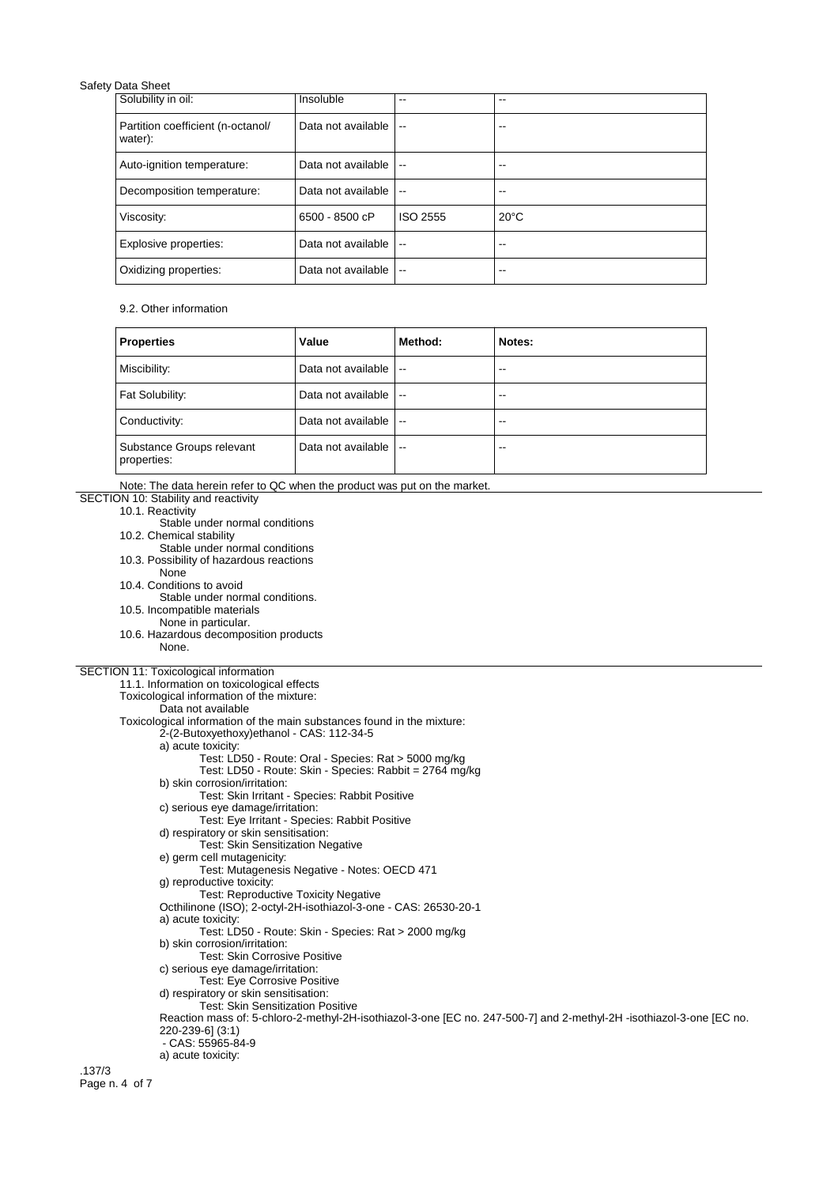| Solubility in oil: | Insoluble | -- | -- |
|---|---|---|---|
| Partition coefficient (n-octanol/ water): | Data not available | -- | -- |
| Auto-ignition temperature: | Data not available | -- | -- |
| Decomposition temperature: | Data not available | -- | -- |
| Viscosity: | 6500 - 8500 cP | ISO 2555 | 20°C |
| Explosive properties: | Data not available | -- | -- |
| Oxidizing properties: | Data not available | -- | -- |

9.2. Other information

| Properties | Value | Method: | Notes: |
|---|---|---|---|
| Miscibility: | Data not available | -- | -- |
| Fat Solubility: | Data not available | -- | -- |
| Conductivity: | Data not available | -- | -- |
| Substance Groups relevant properties: | Data not available | -- | -- |

Note: The data herein refer to QC when the product was put on the market.

## SECTION 10: Stability and reactivity

10.1. Reactivity
Stable under normal conditions

10.2. Chemical stability
Stable under normal conditions

10.3. Possibility of hazardous reactions
None

10.4. Conditions to avoid
Stable under normal conditions.

10.5. Incompatible materials
None in particular.

10.6. Hazardous decomposition products
None.

## SECTION 11: Toxicological information

11.1. Information on toxicological effects

Toxicological information of the mixture:
Data not available

Toxicological information of the main substances found in the mixture:

2-(2-Butoxyethoxy)ethanol - CAS: 112-34-5
- a) acute toxicity:
  - Test: LD50 - Route: Oral - Species: Rat > 5000 mg/kg
  - Test: LD50 - Route: Skin - Species: Rabbit = 2764 mg/kg
- b) skin corrosion/irritation:
  - Test: Skin Irritant - Species: Rabbit Positive
- c) serious eye damage/irritation:
  - Test: Eye Irritant - Species: Rabbit Positive
- d) respiratory or skin sensitisation:
  - Test: Skin Sensitization Negative
- e) germ cell mutagenicity:
  - Test: Mutagenesis Negative - Notes: OECD 471
- g) reproductive toxicity:
  - Test: Reproductive Toxicity Negative

Octhilinone (ISO); 2-octyl-2H-isothiazol-3-one - CAS: 26530-20-1
- a) acute toxicity:
  - Test: LD50 - Route: Skin - Species: Rat > 2000 mg/kg
- b) skin corrosion/irritation:
  - Test: Skin Corrosive Positive
- c) serious eye damage/irritation:
  - Test: Eye Corrosive Positive
- d) respiratory or skin sensitisation:
  - Test: Skin Sensitization Positive

Reaction mass of: 5-chloro-2-methyl-2H-isothiazol-3-one [EC no. 247-500-7] and 2-methyl-2H -isothiazol-3-one [EC no. 220-239-6] (3:1)
- CAS: 55965-84-9
- a) acute toxicity: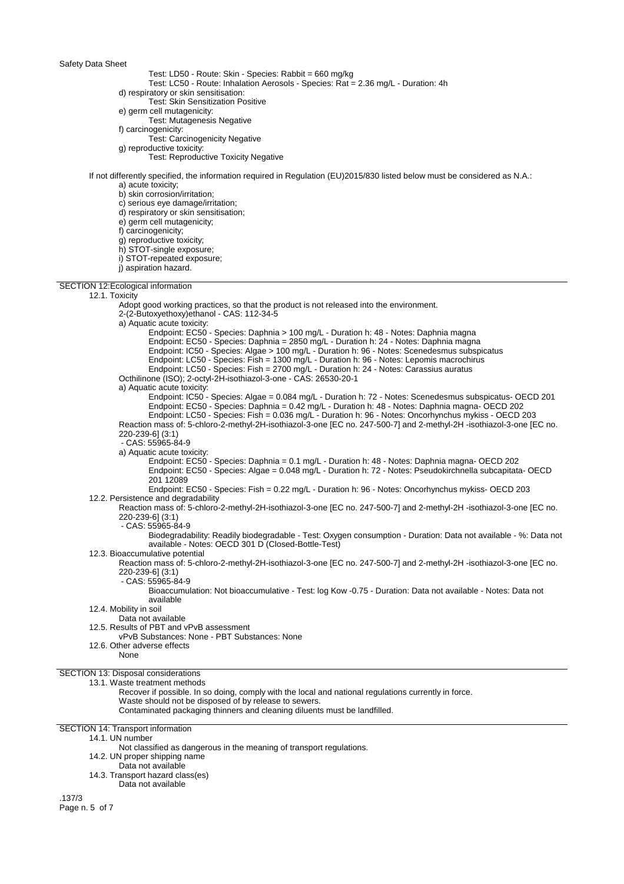Test: LD50 - Route: Skin - Species: Rabbit = 660 mg/kg
Test: LC50 - Route: Inhalation Aerosols - Species: Rat = 2.36 mg/L - Duration: 4h

d) respiratory or skin sensitisation:
Test: Skin Sensitization Positive

e) germ cell mutagenicity:
Test: Mutagenesis Negative

f) carcinogenicity:
Test: Carcinogenicity Negative

g) reproductive toxicity:
Test: Reproductive Toxicity Negative

If not differently specified, the information required in Regulation (EU)2015/830 listed below must be considered as N.A.:

a) acute toxicity;
b) skin corrosion/irritation;
c) serious eye damage/irritation;
d) respiratory or skin sensitisation;
e) germ cell mutagenicity;
f) carcinogenicity;
g) reproductive toxicity;
h) STOT-single exposure;
i) STOT-repeated exposure;
j) aspiration hazard.

## SECTION 12:Ecological information

### 12.1. Toxicity

Adopt good working practices, so that the product is not released into the environment.

2-(2-Butoxyethoxy)ethanol - CAS: 112-34-5

a) Aquatic acute toxicity:
Endpoint: EC50 - Species: Daphnia > 100 mg/L - Duration h: 48 - Notes: Daphnia magna
Endpoint: EC50 - Species: Daphnia = 2850 mg/L - Duration h: 24 - Notes: Daphnia magna
Endpoint: IC50 - Species: Algae > 100 mg/L - Duration h: 96 - Notes: Scenedesmus subspicatus
Endpoint: LC50 - Species: Fish = 1300 mg/L - Duration h: 96 - Notes: Lepomis macrochirus
Endpoint: LC50 - Species: Fish = 2700 mg/L - Duration h: 24 - Notes: Carassius auratus

Octhilinone (ISO); 2-octyl-2H-isothiazol-3-one - CAS: 26530-20-1

a) Aquatic acute toxicity:
Endpoint: IC50 - Species: Algae = 0.084 mg/L - Duration h: 72 - Notes: Scenedesmus subspicatus- OECD 201
Endpoint: EC50 - Species: Daphnia = 0.42 mg/L - Duration h: 48 - Notes: Daphnia magna- OECD 202
Endpoint: LC50 - Species: Fish = 0.036 mg/L - Duration h: 96 - Notes: Oncorhynchus mykiss - OECD 203

Reaction mass of: 5-chloro-2-methyl-2H-isothiazol-3-one [EC no. 247-500-7] and 2-methyl-2H -isothiazol-3-one [EC no. 220-239-6] (3:1)
- CAS: 55965-84-9

a) Aquatic acute toxicity:
Endpoint: EC50 - Species: Daphnia = 0.1 mg/L - Duration h: 48 - Notes: Daphnia magna- OECD 202
Endpoint: EC50 - Species: Algae = 0.048 mg/L - Duration h: 72 - Notes: Pseudokirchnella subcapitata- OECD 201 12089
Endpoint: EC50 - Species: Fish = 0.22 mg/L - Duration h: 96 - Notes: Oncorhynchus mykiss- OECD 203

### 12.2. Persistence and degradability

Reaction mass of: 5-chloro-2-methyl-2H-isothiazol-3-one [EC no. 247-500-7] and 2-methyl-2H -isothiazol-3-one [EC no. 220-239-6] (3:1)
- CAS: 55965-84-9
Biodegradability: Readily biodegradable - Test: Oxygen consumption - Duration: Data not available - %: Data not available - Notes: OECD 301 D (Closed-Bottle-Test)

### 12.3. Bioaccumulative potential

Reaction mass of: 5-chloro-2-methyl-2H-isothiazol-3-one [EC no. 247-500-7] and 2-methyl-2H -isothiazol-3-one [EC no. 220-239-6] (3:1)
- CAS: 55965-84-9
Bioaccumulation: Not bioaccumulative - Test: log Kow -0.75 - Duration: Data not available - Notes: Data not available

### 12.4. Mobility in soil

Data not available

### 12.5. Results of PBT and vPvB assessment

vPvB Substances: None - PBT Substances: None

### 12.6. Other adverse effects

None

## SECTION 13: Disposal considerations

### 13.1. Waste treatment methods

Recover if possible. In so doing, comply with the local and national regulations currently in force.
Waste should not be disposed of by release to sewers.
Contaminated packaging thinners and cleaning diluents must be landfilled.

## SECTION 14: Transport information

### 14.1. UN number

Not classified as dangerous in the meaning of transport regulations.

### 14.2. UN proper shipping name

Data not available

### 14.3. Transport hazard class(es)

Data not available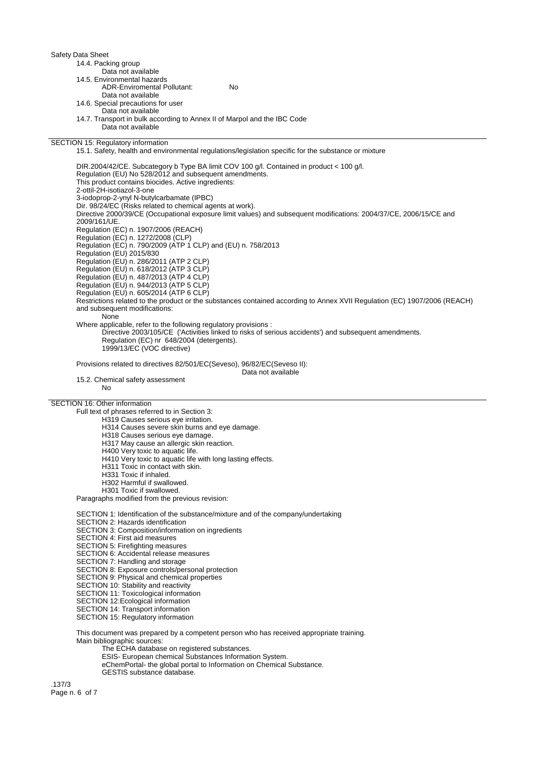14.4. Packing group

Data not available

14.5. Environmental hazards

ADR-Enviromental Pollutant: No

Data not available

14.6. Special precautions for user

Data not available

14.7. Transport in bulk according to Annex II of Marpol and the IBC Code

Data not available

## SECTION 15: Regulatory information

15.1. Safety, health and environmental regulations/legislation specific for the substance or mixture

DIR.2004/42/CE. Subcategory b Type BA limit COV 100 g/l. Contained in product < 100 g/l.
Regulation (EU) No 528/2012 and subsequent amendments.
This product contains biocides. Active ingredients:
2-ottil-2H-isotiazol-3-one
3-iodoprop-2-ynyl N-butylcarbamate (IPBC)
Dir. 98/24/EC (Risks related to chemical agents at work).
Directive 2000/39/CE (Occupational exposure limit values) and subsequent modifications: 2004/37/CE, 2006/15/CE and 2009/161/UE.
Regulation (EC) n. 1907/2006 (REACH)
Regulation (EC) n. 1272/2008 (CLP)
Regulation (EC) n. 790/2009 (ATP 1 CLP) and (EU) n. 758/2013
Regulation (EU) 2015/830
Regulation (EU) n. 286/2011 (ATP 2 CLP)
Regulation (EU) n. 618/2012 (ATP 3 CLP)
Regulation (EU) n. 487/2013 (ATP 4 CLP)
Regulation (EU) n. 944/2013 (ATP 5 CLP)
Regulation (EU) n. 605/2014 (ATP 6 CLP)
Restrictions related to the product or the substances contained according to Annex XVII Regulation (EC) 1907/2006 (REACH) and subsequent modifications:

None

Where applicable, refer to the following regulatory provisions :

Directive 2003/105/CE ('Activities linked to risks of serious accidents') and subsequent amendments.
Regulation (EC) nr 648/2004 (detergents).
1999/13/EC (VOC directive)

Provisions related to directives 82/501/EC(Seveso), 96/82/EC(Seveso II):

Data not available

15.2. Chemical safety assessment

No

## SECTION 16: Other information

Full text of phrases referred to in Section 3:

H319 Causes serious eye irritation.
H314 Causes severe skin burns and eye damage.
H318 Causes serious eye damage.
H317 May cause an allergic skin reaction.
H400 Very toxic to aquatic life.
H410 Very toxic to aquatic life with long lasting effects.
H311 Toxic in contact with skin.
H331 Toxic if inhaled.
H302 Harmful if swallowed.
H301 Toxic if swallowed.

Paragraphs modified from the previous revision:

SECTION 1: Identification of the substance/mixture and of the company/undertaking
SECTION 2: Hazards identification
SECTION 3: Composition/information on ingredients
SECTION 4: First aid measures
SECTION 5: Firefighting measures
SECTION 6: Accidental release measures
SECTION 7: Handling and storage
SECTION 8: Exposure controls/personal protection
SECTION 9: Physical and chemical properties
SECTION 10: Stability and reactivity
SECTION 11: Toxicological information
SECTION 12:Ecological information
SECTION 14: Transport information
SECTION 15: Regulatory information

This document was prepared by a competent person who has received appropriate training.
Main bibliographic sources:

The ECHA database on registered substances.
ESIS- European chemical Substances Information System.
eChemPortal- the global portal to Information on Chemical Substance.
GESTIS substance database.

.137/3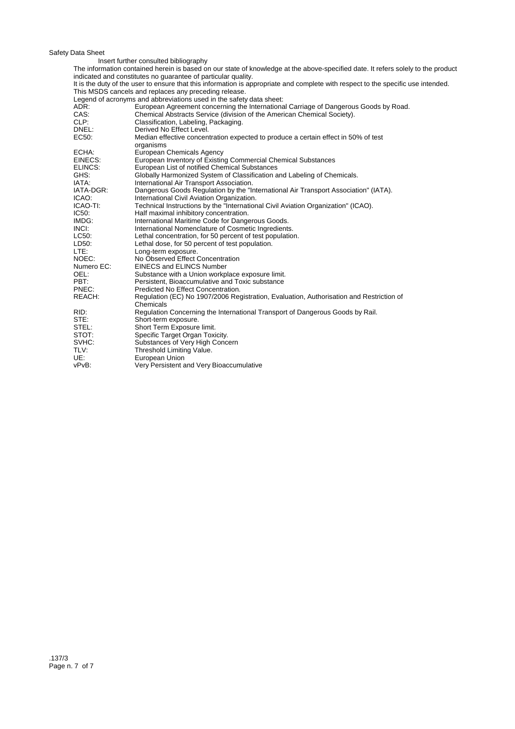Insert further consulted bibliography

The information contained herein is based on our state of knowledge at the above-specified date. It refers solely to the product indicated and constitutes no guarantee of particular quality.

It is the duty of the user to ensure that this information is appropriate and complete with respect to the specific use intended.

This MSDS cancels and replaces any preceding release.

Legend of acronyms and abbreviations used in the safety data sheet:

| | |
|---|---|
| ADR: | European Agreement concerning the International Carriage of Dangerous Goods by Road. |
| CAS: | Chemical Abstracts Service (division of the American Chemical Society). |
| CLP: | Classification, Labeling, Packaging. |
| DNEL: | Derived No Effect Level. |
| EC50: | Median effective concentration expected to produce a certain effect in 50% of test organisms |
| ECHA: | European Chemicals Agency |
| EINECS: | European Inventory of Existing Commercial Chemical Substances |
| ELINCS: | European List of notified Chemical Substances |
| GHS: | Globally Harmonized System of Classification and Labeling of Chemicals. |
| IATA: | International Air Transport Association. |
| IATA-DGR: | Dangerous Goods Regulation by the "International Air Transport Association" (IATA). |
| ICAO: | International Civil Aviation Organization. |
| ICAO-TI: | Technical Instructions by the "International Civil Aviation Organization" (ICAO). |
| IC50: | Half maximal inhibitory concentration. |
| IMDG: | International Maritime Code for Dangerous Goods. |
| INCI: | International Nomenclature of Cosmetic Ingredients. |
| LC50: | Lethal concentration, for 50 percent of test population. |
| LD50: | Lethal dose, for 50 percent of test population. |
| LTE: | Long-term exposure. |
| NOEC: | No Observed Effect Concentration |
| Numero EC: | EINECS and ELINCS Number |
| OEL: | Substance with a Union workplace exposure limit. |
| PBT: | Persistent, Bioaccumulative and Toxic substance |
| PNEC: | Predicted No Effect Concentration. |
| REACH: | Regulation (EC) No 1907/2006 Registration, Evaluation, Authorisation and Restriction of Chemicals |
| RID: | Regulation Concerning the International Transport of Dangerous Goods by Rail. |
| STE: | Short-term exposure. |
| STEL: | Short Term Exposure limit. |
| STOT: | Specific Target Organ Toxicity. |
| SVHC: | Substances of Very High Concern |
| TLV: | Threshold Limiting Value. |
| UE: | European Union |
| vPvB: | Very Persistent and Very Bioaccumulative |